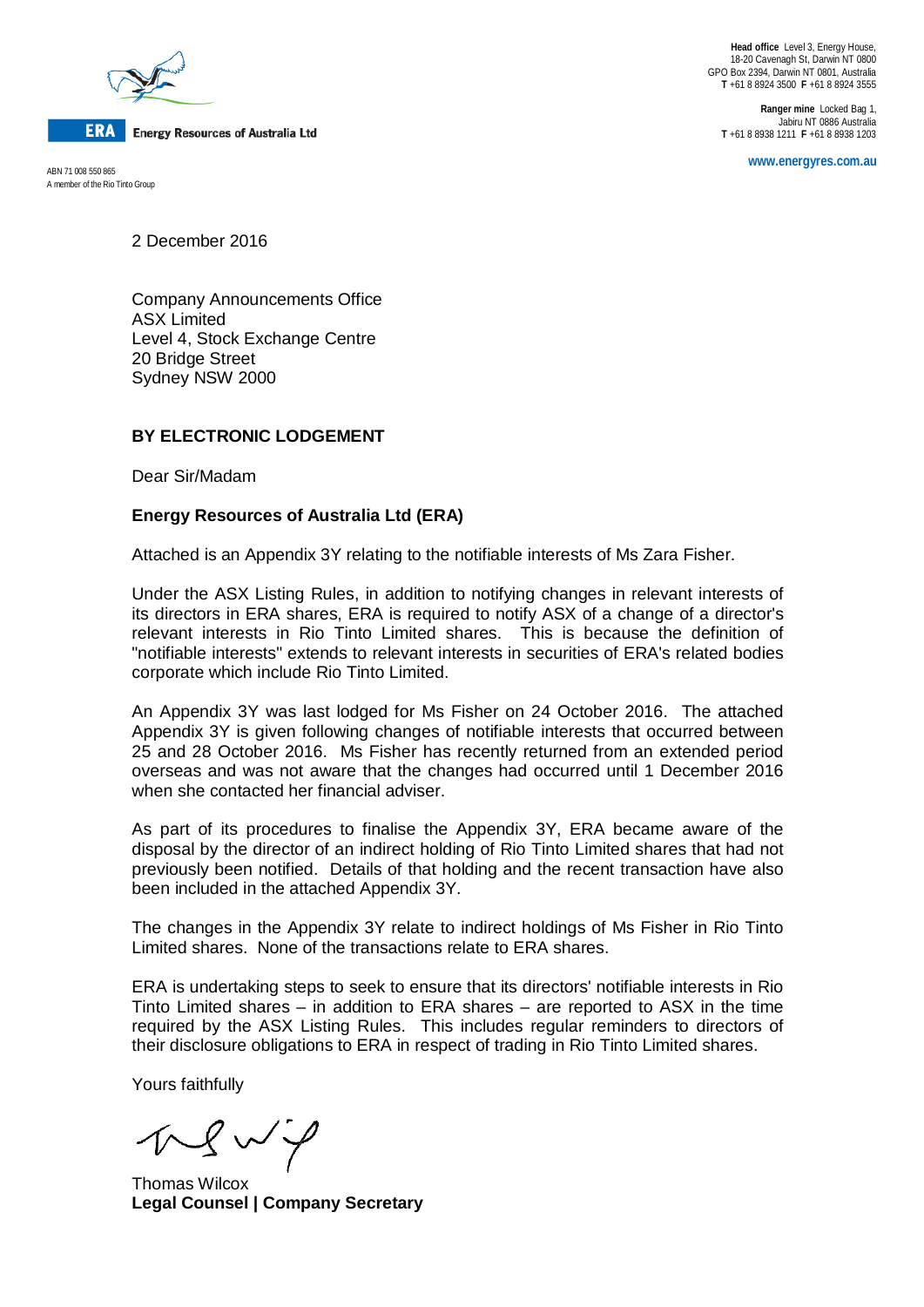ERA Energy Resources of Australia Ltd

ABN 71 008 550 865
A member of the Rio Tinto Group

**Head office** Level 3, Energy House,
18-20 Cavenagh St, Darwin NT 0800
GPO Box 2394, Darwin NT 0801, Australia
**T** +61 8 8924 3500 **F** +61 8 8924 3555

**Ranger mine** Locked Bag 1,
Jabiru NT 0886 Australia
**T** +61 8 8938 1211 **F** +61 8 8938 1203

www.energyres.com.au

2 December 2016

Company Announcements Office
ASX Limited
Level 4, Stock Exchange Centre
20 Bridge Street
Sydney NSW 2000

**BY ELECTRONIC LODGEMENT**

Dear Sir/Madam

**Energy Resources of Australia Ltd (ERA)**

Attached is an Appendix 3Y relating to the notifiable interests of Ms Zara Fisher.

Under the ASX Listing Rules, in addition to notifying changes in relevant interests of its directors in ERA shares, ERA is required to notify ASX of a change of a director's relevant interests in Rio Tinto Limited shares. This is because the definition of "notifiable interests" extends to relevant interests in securities of ERA's related bodies corporate which include Rio Tinto Limited.

An Appendix 3Y was last lodged for Ms Fisher on 24 October 2016. The attached Appendix 3Y is given following changes of notifiable interests that occurred between 25 and 28 October 2016. Ms Fisher has recently returned from an extended period overseas and was not aware that the changes had occurred until 1 December 2016 when she contacted her financial adviser.

As part of its procedures to finalise the Appendix 3Y, ERA became aware of the disposal by the director of an indirect holding of Rio Tinto Limited shares that had not previously been notified. Details of that holding and the recent transaction have also been included in the attached Appendix 3Y.

The changes in the Appendix 3Y relate to indirect holdings of Ms Fisher in Rio Tinto Limited shares. None of the transactions relate to ERA shares.

ERA is undertaking steps to seek to ensure that its directors' notifiable interests in Rio Tinto Limited shares – in addition to ERA shares – are reported to ASX in the time required by the ASX Listing Rules. This includes regular reminders to directors of their disclosure obligations to ERA in respect of trading in Rio Tinto Limited shares.

Yours faithfully

Thomas Wilcox
**Legal Counsel | Company Secretary**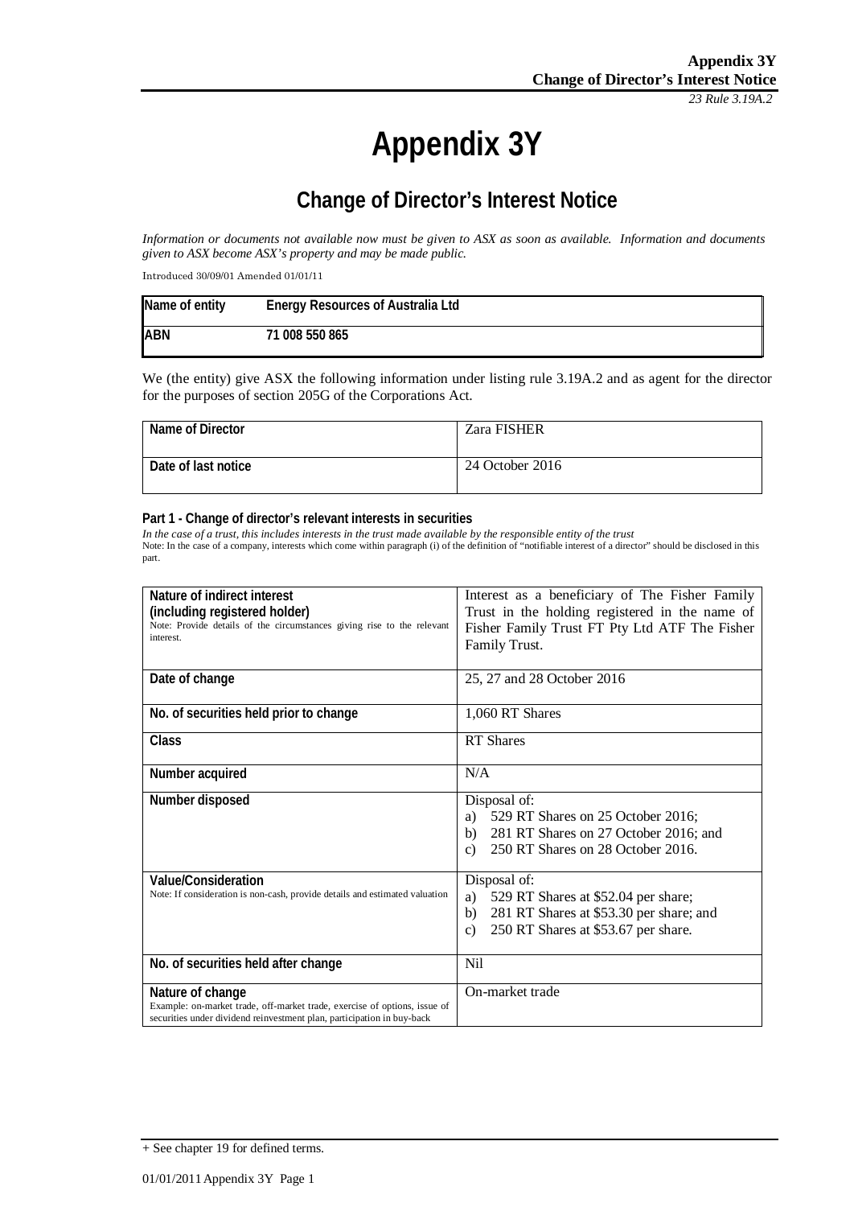# Appendix 3Y

## Change of Director's Interest Notice

*Information or documents not available now must be given to ASX as soon as available. Information and documents given to ASX become ASX's property and may be made public.*

Introduced 30/09/01 Amended 01/01/11

| Name of entity | Energy Resources of Australia Ltd |
|---|---|
| ABN | 71 008 550 865 |

We (the entity) give ASX the following information under listing rule 3.19A.2 and as agent for the director for the purposes of section 205G of the Corporations Act.

| Name of Director | Zara FISHER |
|---|---|
| Date of last notice | 24 October 2016 |

### Part 1 - Change of director's relevant interests in securities

*In the case of a trust, this includes interests in the trust made available by the responsible entity of the trust*

Note: In the case of a company, interests which come within paragraph (i) of the definition of "notifiable interest of a director" should be disclosed in this part.

| | |
|---|---|
| **Nature of indirect interest (including registered holder)**<br>Note: Provide details of the circumstances giving rise to the relevant interest. | Interest as a beneficiary of The Fisher Family Trust in the holding registered in the name of Fisher Family Trust FT Pty Ltd ATF The Fisher Family Trust. |
| **Date of change** | 25, 27 and 28 October 2016 |
| **No. of securities held prior to change** | 1,060 RT Shares |
| **Class** | RT Shares |
| **Number acquired** | N/A |
| **Number disposed** | Disposal of:<br>a) 529 RT Shares on 25 October 2016;<br>b) 281 RT Shares on 27 October 2016; and<br>c) 250 RT Shares on 28 October 2016. |
| **Value/Consideration**<br>Note: If consideration is non-cash, provide details and estimated valuation | Disposal of:<br>a) 529 RT Shares at $52.04 per share;<br>b) 281 RT Shares at $53.30 per share; and<br>c) 250 RT Shares at $53.67 per share. |
| **No. of securities held after change** | Nil |
| **Nature of change**<br>Example: on-market trade, off-market trade, exercise of options, issue of securities under dividend reinvestment plan, participation in buy-back | On-market trade |

+ See chapter 19 for defined terms.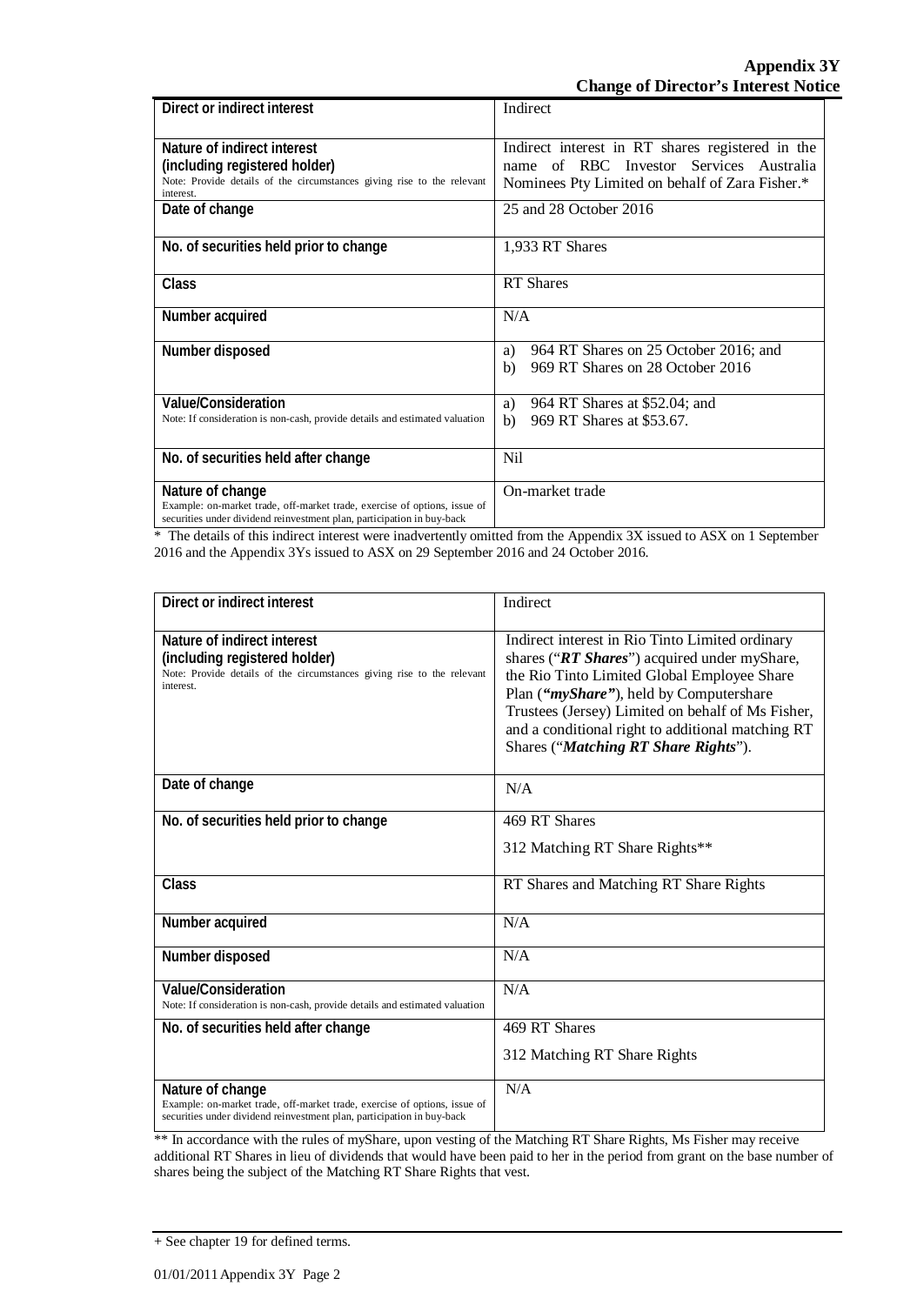| Direct or indirect interest | Indirect |
|---|---|
| **Nature of indirect interest (including registered holder)** Note: Provide details of the circumstances giving rise to the relevant interest. | Indirect interest in RT shares registered in the name of RBC Investor Services Australia Nominees Pty Limited on behalf of Zara Fisher.* |
| **Date of change** | 25 and 28 October 2016 |
| **No. of securities held prior to change** | 1,933 RT Shares |
| **Class** | RT Shares |
| **Number acquired** | N/A |
| **Number disposed** | a) 964 RT Shares on 25 October 2016; and<br>b) 969 RT Shares on 28 October 2016 |
| **Value/Consideration** Note: If consideration is non-cash, provide details and estimated valuation | a) 964 RT Shares at $52.04; and<br>b) 969 RT Shares at $53.67. |
| **No. of securities held after change** | Nil |
| **Nature of change** Example: on-market trade, off-market trade, exercise of options, issue of securities under dividend reinvestment plan, participation in buy-back | On-market trade |

* The details of this indirect interest were inadvertently omitted from the Appendix 3X issued to ASX on 1 September 2016 and the Appendix 3Ys issued to ASX on 29 September 2016 and 24 October 2016.

| Direct or indirect interest | Indirect |
|---|---|
| **Nature of indirect interest (including registered holder)** Note: Provide details of the circumstances giving rise to the relevant interest. | Indirect interest in Rio Tinto Limited ordinary shares ("***RT Shares***") acquired under myShare, the Rio Tinto Limited Global Employee Share Plan (***"myShare"***), held by Computershare Trustees (Jersey) Limited on behalf of Ms Fisher, and a conditional right to additional matching RT Shares ("***Matching RT Share Rights***"). |
| **Date of change** | N/A |
| **No. of securities held prior to change** | 469 RT Shares<br>312 Matching RT Share Rights** |
| **Class** | RT Shares and Matching RT Share Rights |
| **Number acquired** | N/A |
| **Number disposed** | N/A |
| **Value/Consideration** Note: If consideration is non-cash, provide details and estimated valuation | N/A |
| **No. of securities held after change** | 469 RT Shares<br>312 Matching RT Share Rights |
| **Nature of change** Example: on-market trade, off-market trade, exercise of options, issue of securities under dividend reinvestment plan, participation in buy-back | N/A |

** In accordance with the rules of myShare, upon vesting of the Matching RT Share Rights, Ms Fisher may receive additional RT Shares in lieu of dividends that would have been paid to her in the period from grant on the base number of shares being the subject of the Matching RT Share Rights that vest.

+ See chapter 19 for defined terms.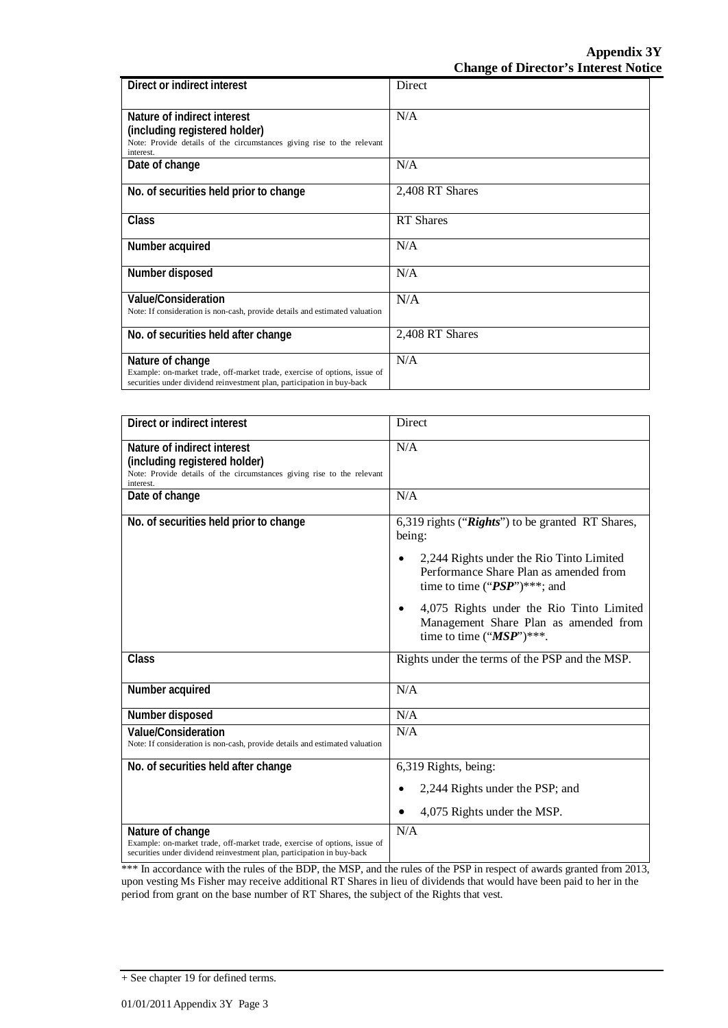| Direct or indirect interest | Direct |
|---|---|
| **Nature of indirect interest (including registered holder)** Note: Provide details of the circumstances giving rise to the relevant interest. | N/A |
| **Date of change** | N/A |
| **No. of securities held prior to change** | 2,408 RT Shares |
| **Class** | RT Shares |
| **Number acquired** | N/A |
| **Number disposed** | N/A |
| **Value/Consideration** Note: If consideration is non-cash, provide details and estimated valuation | N/A |
| **No. of securities held after change** | 2,408 RT Shares |
| **Nature of change** Example: on-market trade, off-market trade, exercise of options, issue of securities under dividend reinvestment plan, participation in buy-back | N/A |

| Direct or indirect interest | Direct |
|---|---|
| **Nature of indirect interest (including registered holder)** Note: Provide details of the circumstances giving rise to the relevant interest. | N/A |
| **Date of change** | N/A |
| **No. of securities held prior to change** | 6,319 rights ("***Rights***") to be granted RT Shares, being: <br>• 2,244 Rights under the Rio Tinto Limited Performance Share Plan as amended from time to time ("***PSP***")***; and <br>• 4,075 Rights under the Rio Tinto Limited Management Share Plan as amended from time to time ("***MSP***")***. |
| **Class** | Rights under the terms of the PSP and the MSP. |
| **Number acquired** | N/A |
| **Number disposed** | N/A |
| **Value/Consideration** Note: If consideration is non-cash, provide details and estimated valuation | N/A |
| **No. of securities held after change** | 6,319 Rights, being: <br>• 2,244 Rights under the PSP; and <br>• 4,075 Rights under the MSP. |
| **Nature of change** Example: on-market trade, off-market trade, exercise of options, issue of securities under dividend reinvestment plan, participation in buy-back | N/A |

*** In accordance with the rules of the BDP, the MSP, and the rules of the PSP in respect of awards granted from 2013, upon vesting Ms Fisher may receive additional RT Shares in lieu of dividends that would have been paid to her in the period from grant on the base number of RT Shares, the subject of the Rights that vest.

+ See chapter 19 for defined terms.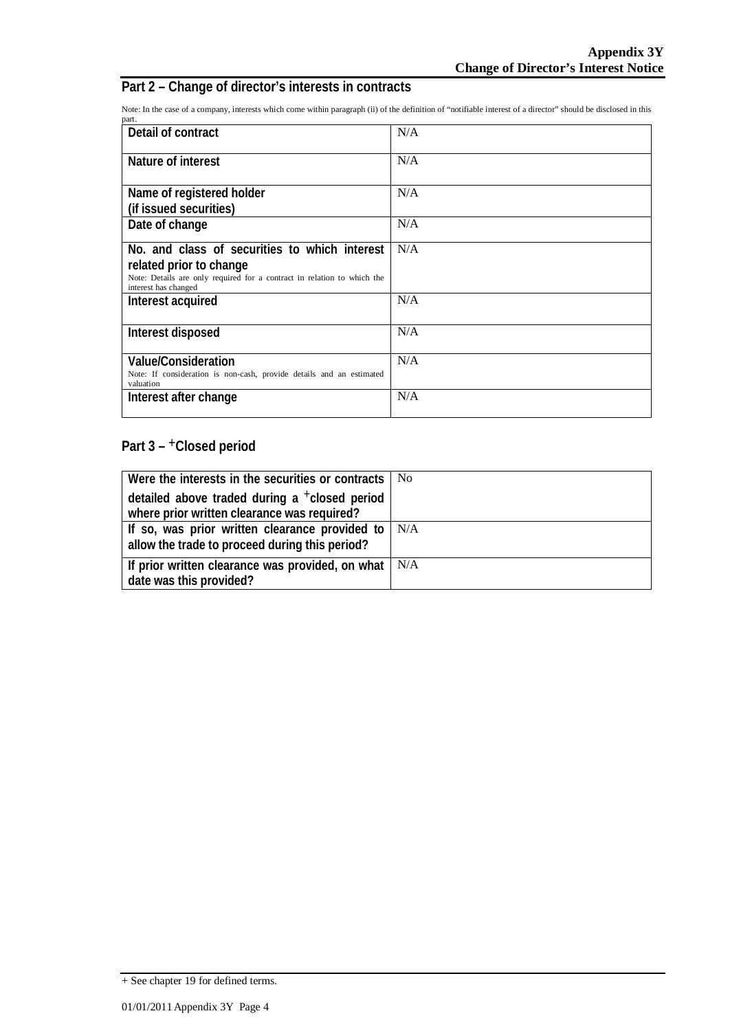## Part 2 – Change of director's interests in contracts

Note: In the case of a company, interests which come within paragraph (ii) of the definition of "notifiable interest of a director" should be disclosed in this part.

| | |
|---|---|
| Detail of contract | N/A |
| Nature of interest | N/A |
| Name of registered holder (if issued securities) | N/A |
| Date of change | N/A |
| No. and class of securities to which interest related prior to change<br>Note: Details are only required for a contract in relation to which the interest has changed | N/A |
| Interest acquired | N/A |
| Interest disposed | N/A |
| Value/Consideration<br>Note: If consideration is non-cash, provide details and an estimated valuation | N/A |
| Interest after change | N/A |

## Part 3 – +Closed period

| | |
|---|---|
| Were the interests in the securities or contracts detailed above traded during a +closed period where prior written clearance was required? | No |
| If so, was prior written clearance provided to allow the trade to proceed during this period? | N/A |
| If prior written clearance was provided, on what date was this provided? | N/A |

+ See chapter 19 for defined terms.